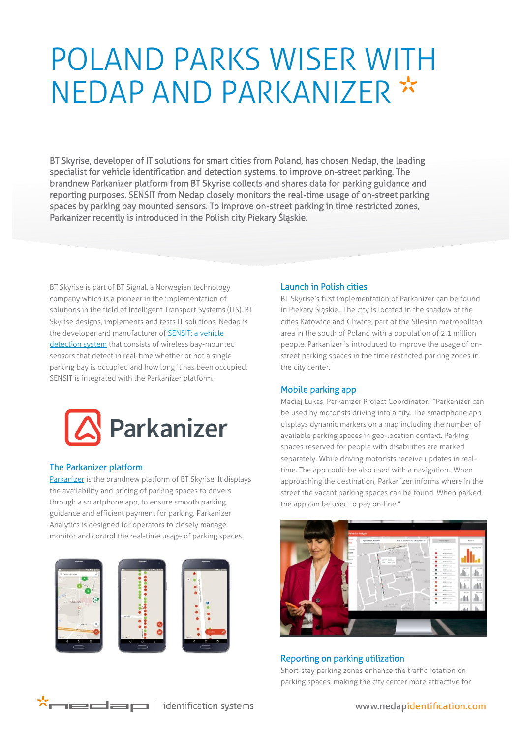# POLAND PARKS WISER WITH NEDAP AND PARKANIZER

BT Skyrise, developer of IT solutions for smart cities from Poland, has chosen Nedap, the leading specialist for vehicle identification and detection systems, to improve on-street parking. The brandnew Parkanizer platform from BT Skyrise collects and shares data for parking guidance and reporting purposes. SENSIT from Nedap closely monitors the real-time usage of on-street parking spaces by parking bay mounted sensors. To improve on-street parking in time restricted zones, Parkanizer recently is introduced in the Polish city Piekary Śląskie.

BT Skyrise is part of BT Signal, a Norwegian technology company which is a pioneer in the implementation of solutions in the field of Intelligent Transport Systems (ITS). BT Skyrise designs, implements and tests IT solutions. Nedap is the developer and manufacturer of [SENSIT: a vehicle detection system] that consists of wireless bay-mounted sensors that detect in real-time whether or not a single parking bay is occupied and how long it has been occupied. SENSIT is integrated with the Parkanizer platform.

Parkanizer

## The Parkanizer platform

[Parkanizer] is the brandnew platform of BT Skyrise. It displays the availability and pricing of parking spaces to drivers through a smartphone app, to ensure smooth parking guidance and efficient payment for parking. Parkanizer Analytics is designed for operators to closely manage, monitor and control the real-time usage of parking spaces.

## Launch in Polish cities

BT Skyrise's first implementation of Parkanizer can be found in Piekary Śląskie.. The city is located in the shadow of the cities Katowice and Gliwice, part of the Silesian metropolitan area in the south of Poland with a population of 2.1 million people. Parkanizer is introduced to improve the usage of on-street parking spaces in the time restricted parking zones in the city center.

## Mobile parking app

Maciej Lukas, Parkanizer Project Coordinator.: "Parkanizer can be used by motorists driving into a city. The smartphone app displays dynamic markers on a map including the number of available parking spaces in geo-location context. Parking spaces reserved for people with disabilities are marked separately. While driving motorists receive updates in real-time. The app could be also used with a navigation.. When approaching the destination, Parkanizer informs where in the street the vacant parking spaces can be found. When parked, the app can be used to pay on-line."

## Reporting on parking utilization

Short-stay parking zones enhance the traffic rotation on parking spaces, making the city center more attractive for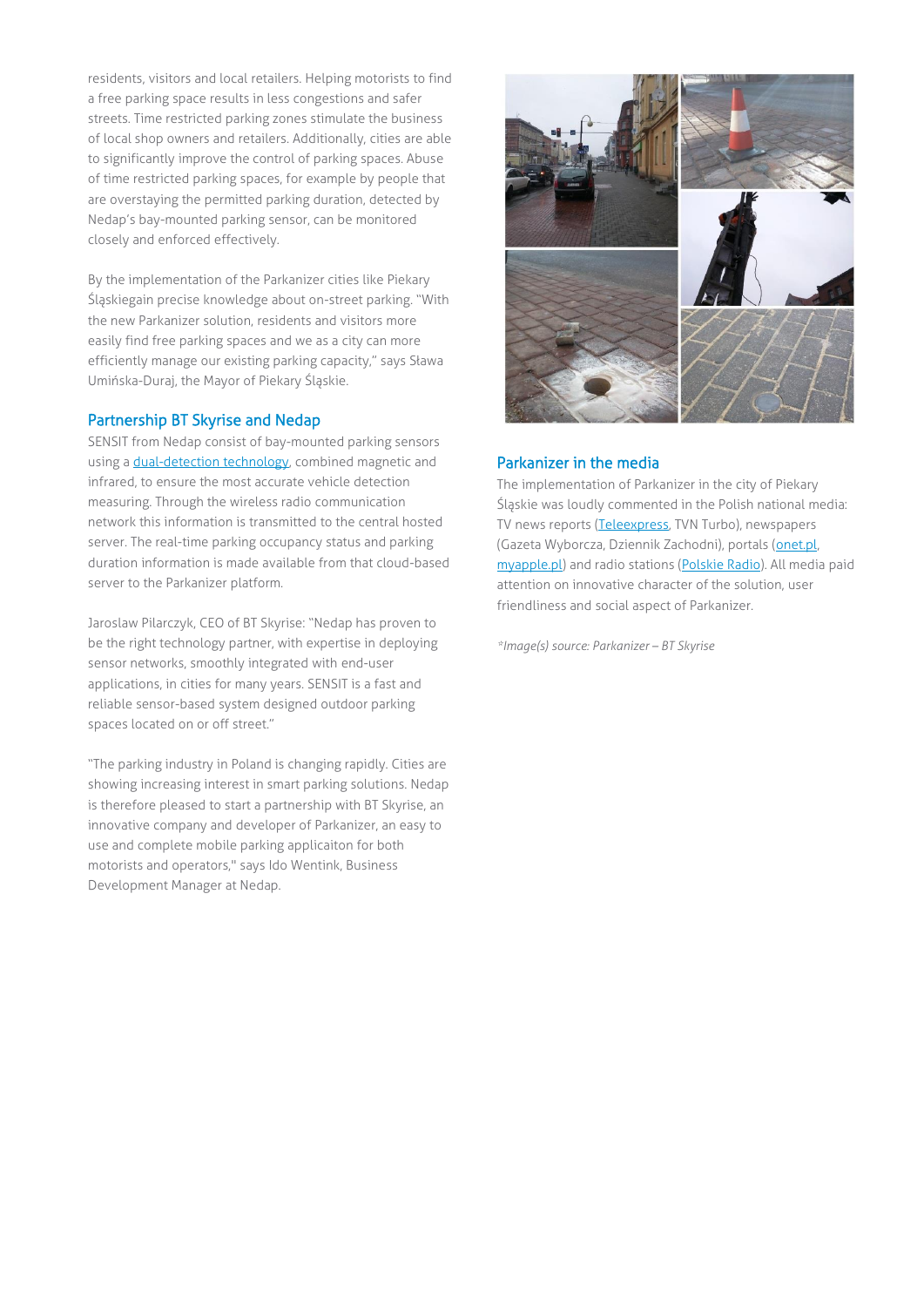residents, visitors and local retailers. Helping motorists to find a free parking space results in less congestions and safer streets. Time restricted parking zones stimulate the business of local shop owners and retailers. Additionally, cities are able to significantly improve the control of parking spaces. Abuse of time restricted parking spaces, for example by people that are overstaying the permitted parking duration, detected by Nedap's bay-mounted parking sensor, can be monitored closely and enforced effectively.

By the implementation of the Parkanizer cities like Piekary Śląskiegain precise knowledge about on-street parking. "With the new Parkanizer solution, residents and visitors more easily find free parking spaces and we as a city can more efficiently manage our existing parking capacity," says Sława Umińska-Duraj, the Mayor of Piekary Śląskie.

## Partnership BT Skyrise and Nedap

SENSIT from Nedap consist of bay-mounted parking sensors using a dual-detection technology, combined magnetic and infrared, to ensure the most accurate vehicle detection measuring. Through the wireless radio communication network this information is transmitted to the central hosted server. The real-time parking occupancy status and parking duration information is made available from that cloud-based server to the Parkanizer platform.

Jaroslaw Pilarczyk, CEO of BT Skyrise: "Nedap has proven to be the right technology partner, with expertise in deploying sensor networks, smoothly integrated with end-user applications, in cities for many years. SENSIT is a fast and reliable sensor-based system designed outdoor parking spaces located on or off street."

"The parking industry in Poland is changing rapidly. Cities are showing increasing interest in smart parking solutions. Nedap is therefore pleased to start a partnership with BT Skyrise, an innovative company and developer of Parkanizer, an easy to use and complete mobile parking applicaiton for both motorists and operators," says Ido Wentink, Business Development Manager at Nedap.

## Parkanizer in the media

The implementation of Parkanizer in the city of Piekary Śląskie was loudly commented in the Polish national media: TV news reports (Teleexpress, TVN Turbo), newspapers (Gazeta Wyborcza, Dziennik Zachodni), portals (onet.pl, myapple.pl) and radio stations (Polskie Radio). All media paid attention on innovative character of the solution, user friendliness and social aspect of Parkanizer.

*\*Image(s) source: Parkanizer – BT Skyrise*